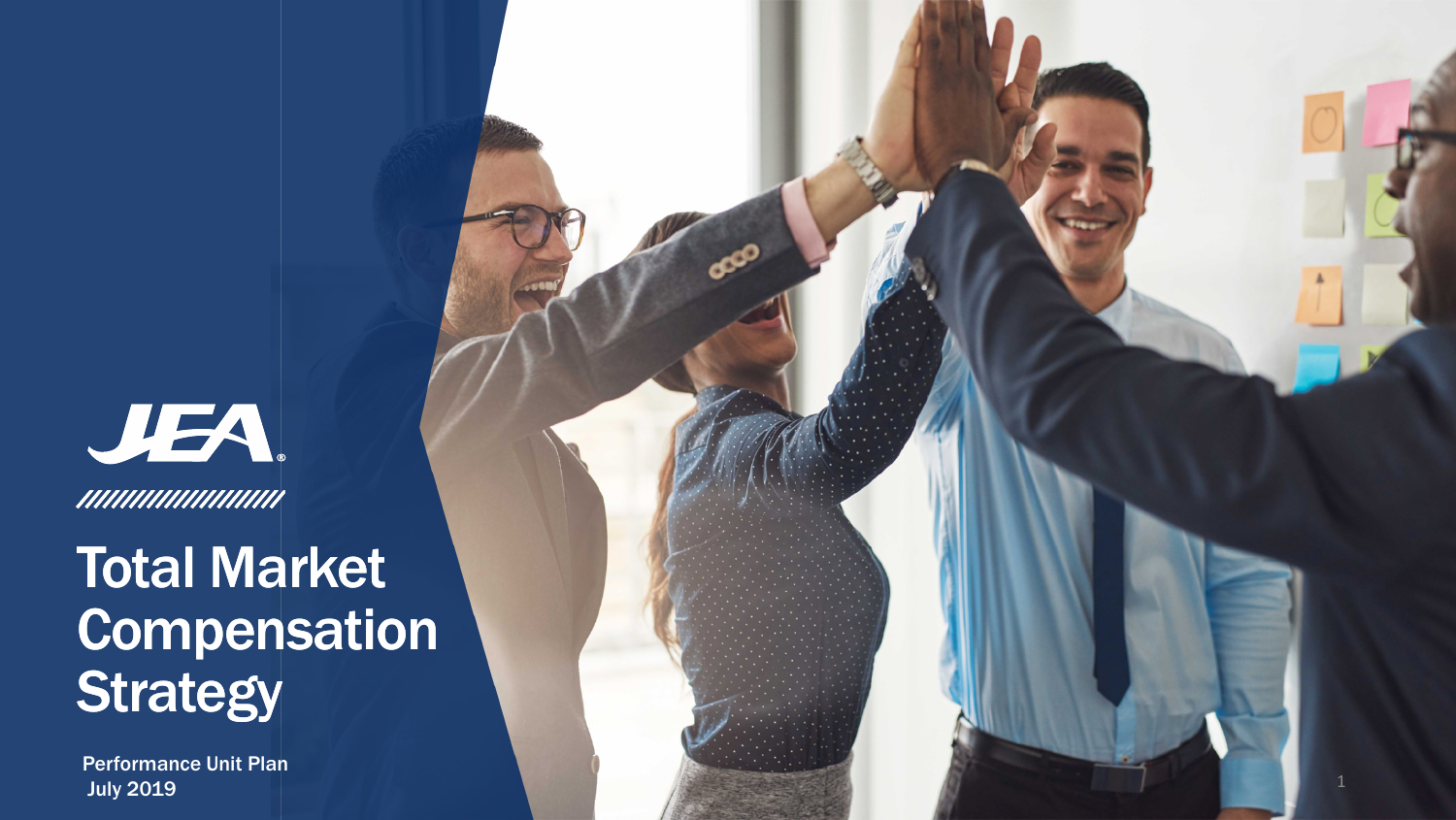JEA

# Total Market Compensation Strategy

Performance Unit Plan
July 2019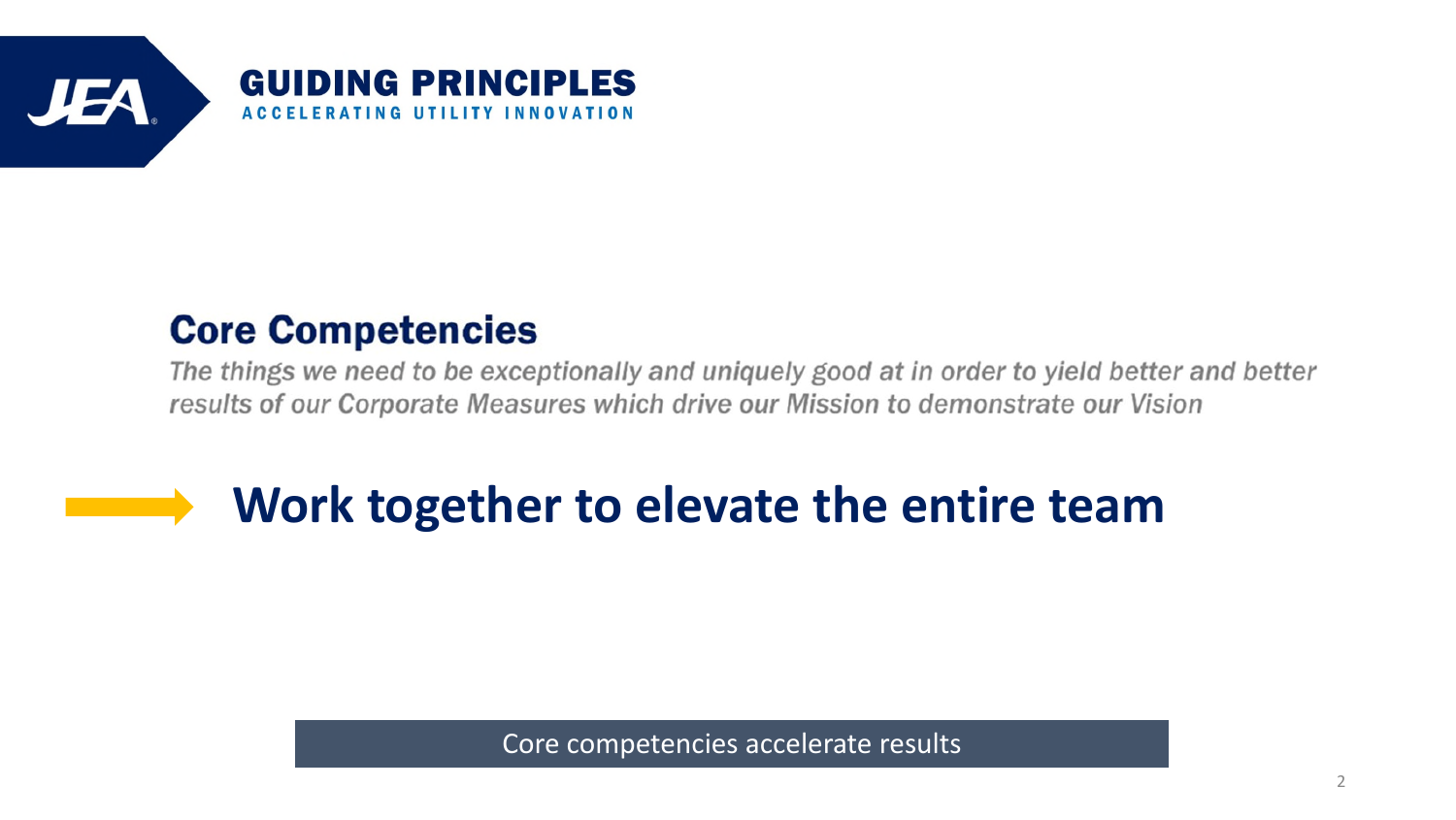# GUIDING PRINCIPLES

ACCELERATING UTILITY INNOVATION

## Core Competencies

*The things we need to be exceptionally and uniquely good at in order to yield better and better results of our Corporate Measures which drive our Mission to demonstrate our Vision*

### Work together to elevate the entire team

Core competencies accelerate results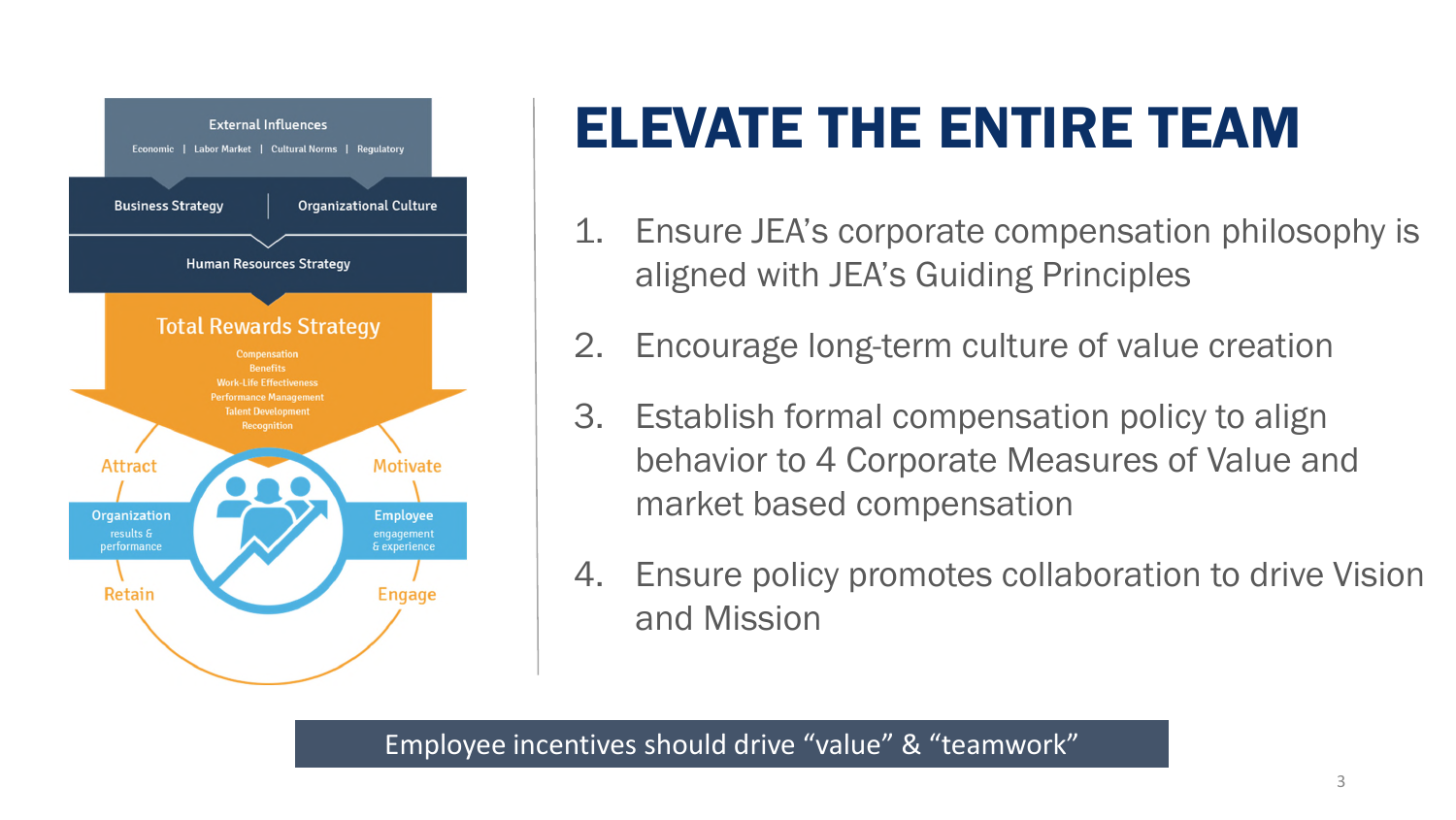External Influences

Economic | Labor Market | Cultural Norms | Regulatory

Business Strategy | Organizational Culture

Human Resources Strategy

Total Rewards Strategy

Compensation
Benefits
Work-Life Effectiveness
Performance Management
Talent Development
Recognition

Attract

Motivate

Organization
results & performance

Employee
engagement & experience

Retain

Engage

# ELEVATE THE ENTIRE TEAM

1. Ensure JEA's corporate compensation philosophy is aligned with JEA's Guiding Principles
2. Encourage long-term culture of value creation
3. Establish formal compensation policy to align behavior to 4 Corporate Measures of Value and market based compensation
4. Ensure policy promotes collaboration to drive Vision and Mission

Employee incentives should drive "value" & "teamwork"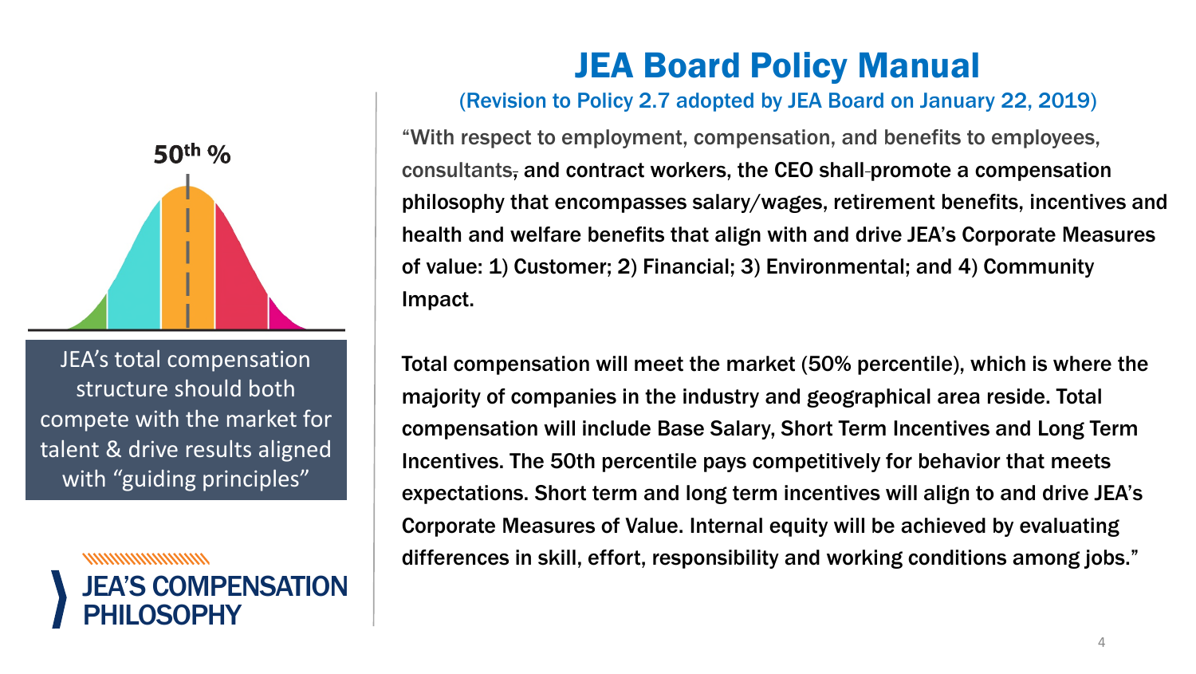# JEA Board Policy Manual

(Revision to Policy 2.7 adopted by JEA Board on January 22, 2019)

"With respect to employment, compensation, and benefits to employees, consultants, and contract workers, the CEO shall promote a compensation philosophy that encompasses salary/wages, retirement benefits, incentives and health and welfare benefits that align with and drive JEA's Corporate Measures of value: 1) Customer; 2) Financial; 3) Environmental; and 4) Community Impact.

Total compensation will meet the market (50% percentile), which is where the majority of companies in the industry and geographical area reside. Total compensation will include Base Salary, Short Term Incentives and Long Term Incentives. The 50th percentile pays competitively for behavior that meets expectations. Short term and long term incentives will align to and drive JEA's Corporate Measures of Value. Internal equity will be achieved by evaluating differences in skill, effort, responsibility and working conditions among jobs."

50th %

JEA's total compensation structure should both compete with the market for talent & drive results aligned with "guiding principles"

## JEA'S COMPENSATION PHILOSOPHY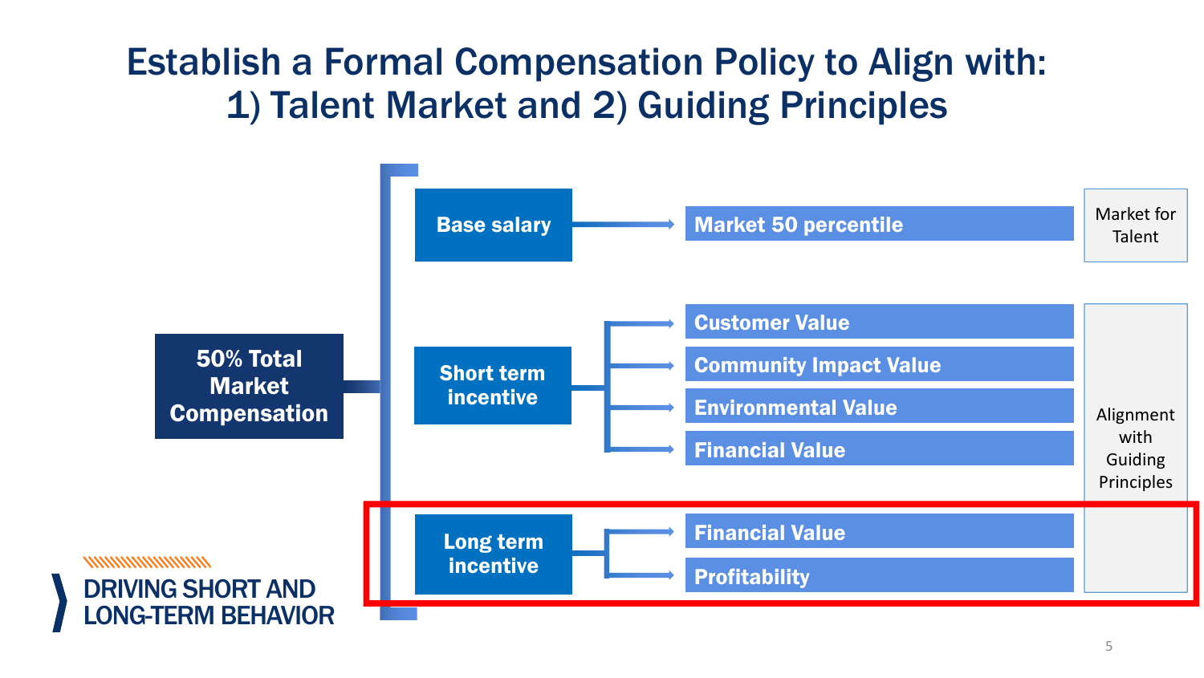# Establish a Formal Compensation Policy to Align with: 1) Talent Market and 2) Guiding Principles

**50% Total Market Compensation**

- **Base salary**
  - **Market 50 percentile** — Market for Talent
- **Short term incentive**
  - **Customer Value**
  - **Community Impact Value**
  - **Environmental Value**
  - **Financial Value**
- **Long term incentive**
  - **Financial Value**
  - **Profitability**

*Customer Value, Community Impact Value, Environmental Value, Financial Value, and Profitability:* Alignment with Guiding Principles

**DRIVING SHORT AND LONG-TERM BEHAVIOR**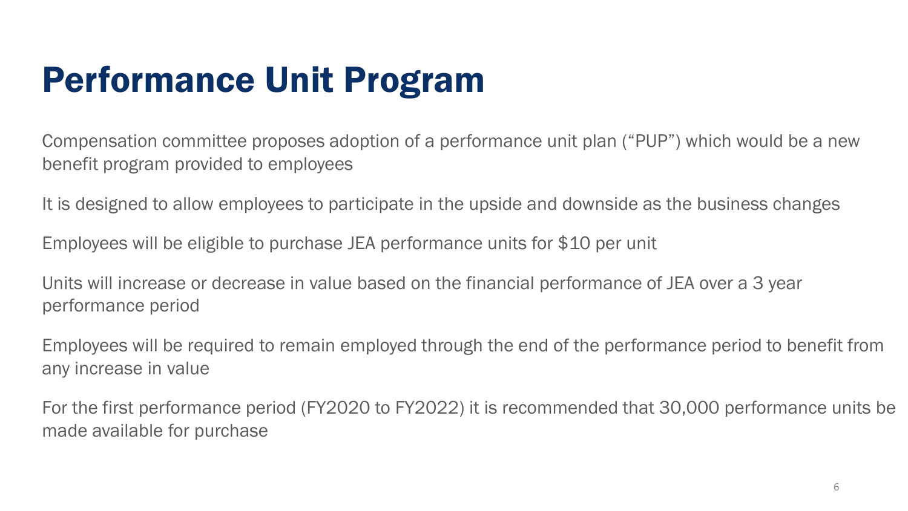# Performance Unit Program

Compensation committee proposes adoption of a performance unit plan (“PUP”) which would be a new benefit program provided to employees

It is designed to allow employees to participate in the upside and downside as the business changes

Employees will be eligible to purchase JEA performance units for $10 per unit

Units will increase or decrease in value based on the financial performance of JEA over a 3 year performance period

Employees will be required to remain employed through the end of the performance period to benefit from any increase in value

For the first performance period (FY2020 to FY2022) it is recommended that 30,000 performance units be made available for purchase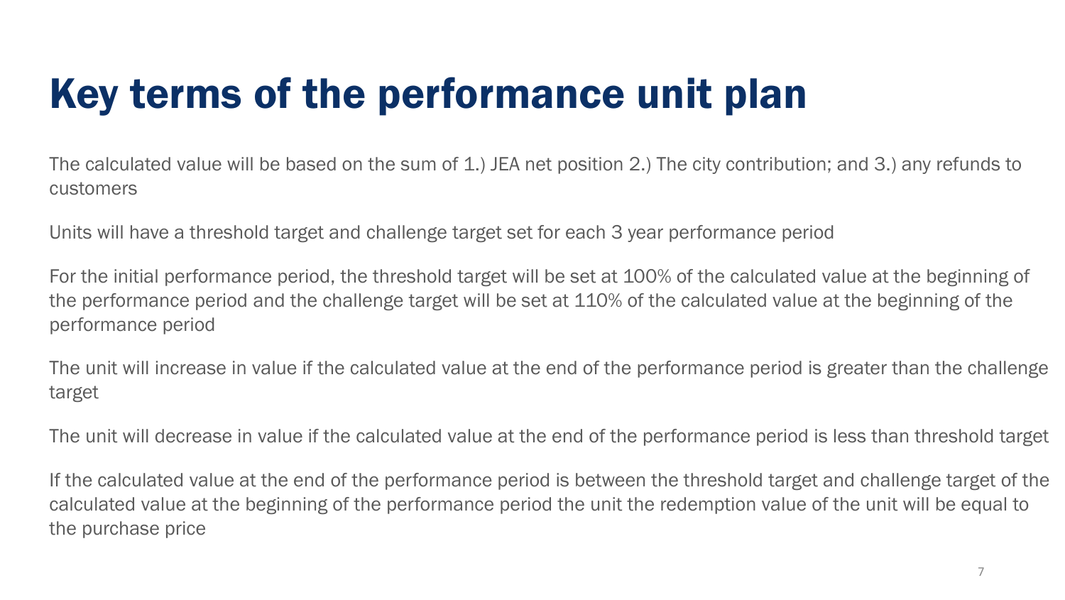# Key terms of the performance unit plan

The calculated value will be based on the sum of 1.) JEA net position 2.) The city contribution; and 3.) any refunds to customers

Units will have a threshold target and challenge target set for each 3 year performance period

For the initial performance period, the threshold target will be set at 100% of the calculated value at the beginning of the performance period and the challenge target will be set at 110% of the calculated value at the beginning of the performance period

The unit will increase in value if the calculated value at the end of the performance period is greater than the challenge target

The unit will decrease in value if the calculated value at the end of the performance period is less than threshold target

If the calculated value at the end of the performance period is between the threshold target and challenge target of the calculated value at the beginning of the performance period the unit the redemption value of the unit will be equal to the purchase price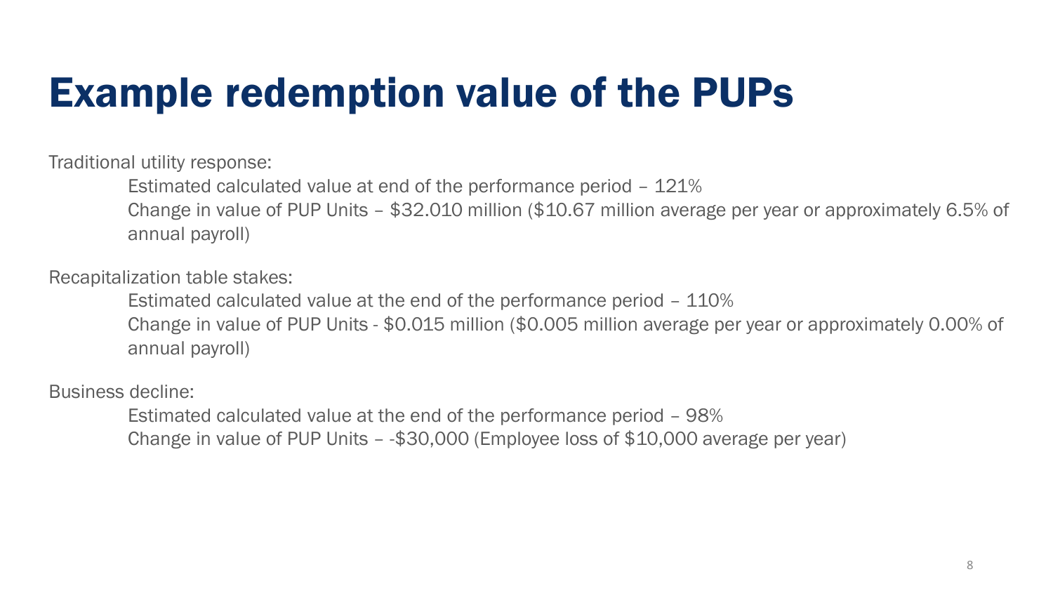# Example redemption value of the PUPs

Traditional utility response:

- Estimated calculated value at end of the performance period – 121%
- Change in value of PUP Units – $32.010 million ($10.67 million average per year or approximately 6.5% of annual payroll)

Recapitalization table stakes:

- Estimated calculated value at the end of the performance period – 110%
- Change in value of PUP Units - $0.015 million ($0.005 million average per year or approximately 0.00% of annual payroll)

Business decline:

- Estimated calculated value at the end of the performance period – 98%
- Change in value of PUP Units – -$30,000 (Employee loss of $10,000 average per year)